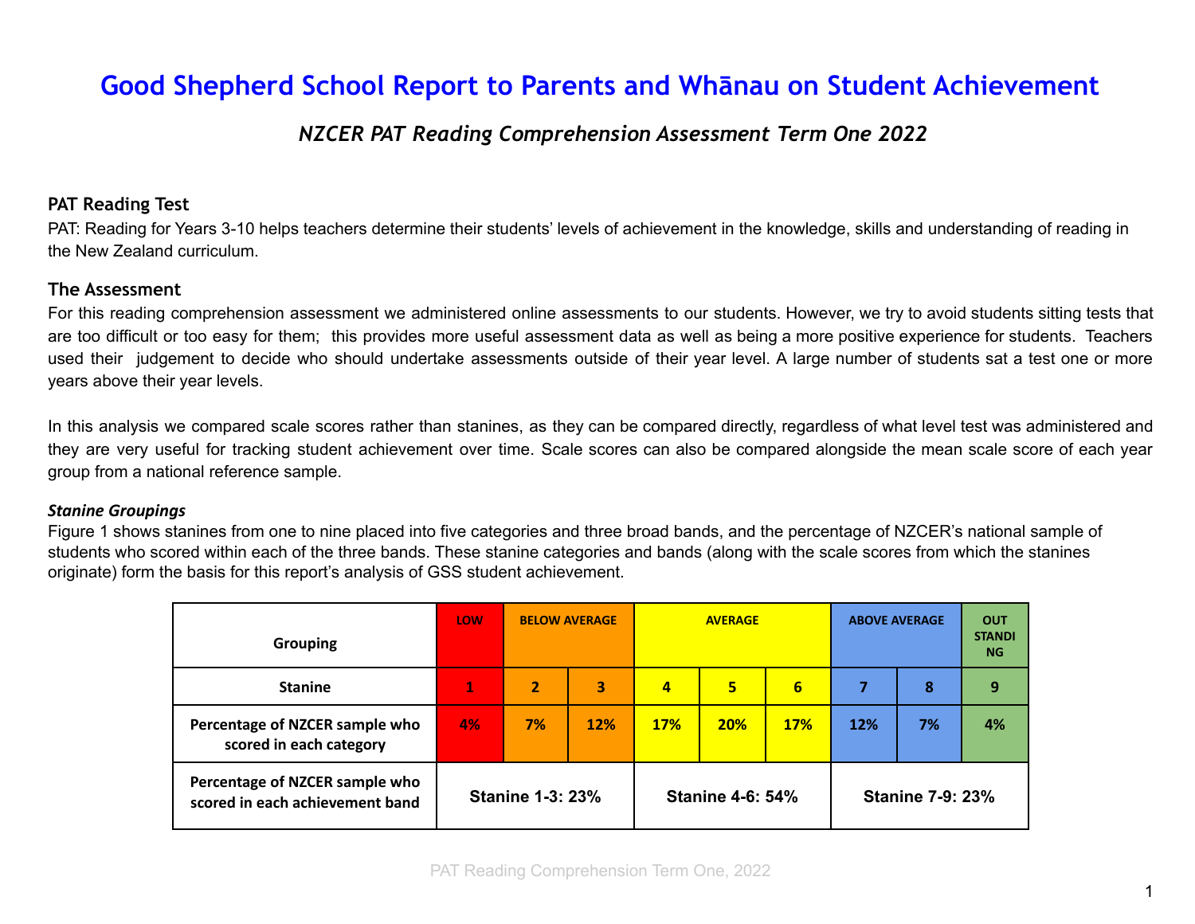# Good Shepherd School Report to Parents and Whānau on Student Achievement

### *NZCER PAT Reading Comprehension Assessment Term One 2022*

## PAT Reading Test

PAT: Reading for Years 3-10 helps teachers determine their students' levels of achievement in the knowledge, skills and understanding of reading in the New Zealand curriculum.

## The Assessment

For this reading comprehension assessment we administered online assessments to our students. However, we try to avoid students sitting tests that are too difficult or too easy for them; this provides more useful assessment data as well as being a more positive experience for students. Teachers used their judgement to decide who should undertake assessments outside of their year level. A large number of students sat a test one or more years above their year levels.

In this analysis we compared scale scores rather than stanines, as they can be compared directly, regardless of what level test was administered and they are very useful for tracking student achievement over time. Scale scores can also be compared alongside the mean scale score of each year group from a national reference sample.

### *Stanine Groupings*

Figure 1 shows stanines from one to nine placed into five categories and three broad bands, and the percentage of NZCER's national sample of students who scored within each of the three bands. These stanine categories and bands (along with the scale scores from which the stanines originate) form the basis for this report's analysis of GSS student achievement.

| Grouping | LOW | BELOW AVERAGE | | AVERAGE | | | ABOVE AVERAGE | | OUTSTANDING |
|---|---|---|---|---|---|---|---|---|---|
| Stanine | 1 | 2 | 3 | 4 | 5 | 6 | 7 | 8 | 9 |
| Percentage of NZCER sample who scored in each category | 4% | 7% | 12% | 17% | 20% | 17% | 12% | 7% | 4% |
| Percentage of NZCER sample who scored in each achievement band | Stanine 1-3: 23% | | | Stanine 4-6: 54% | | | Stanine 7-9: 23% | | |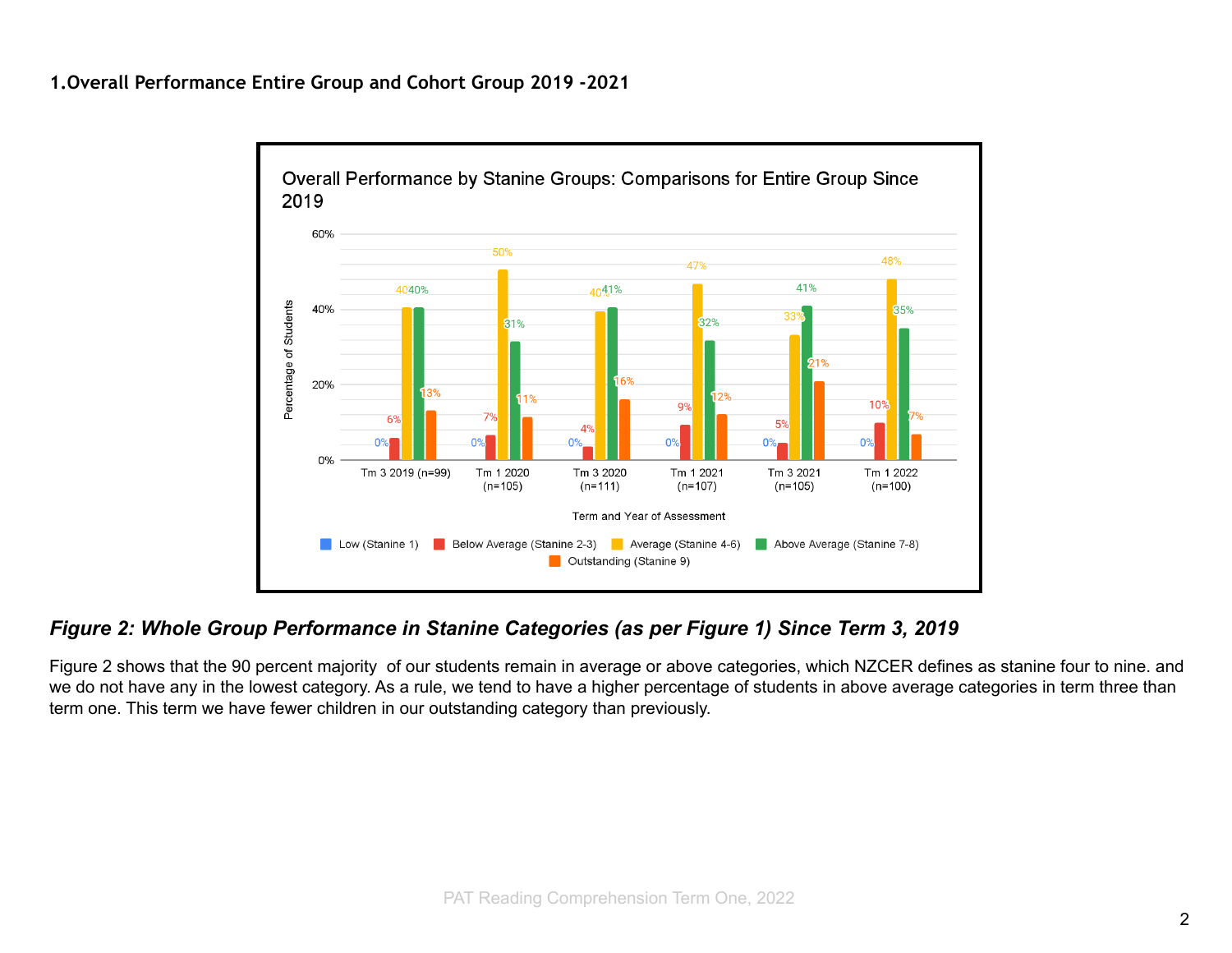## 1.Overall Performance Entire Group and Cohort Group 2019 -2021

*Figure 2: Whole Group Performance in Stanine Categories (as per Figure 1) Since Term 3, 2019*

Figure 2 shows that the 90 percent majority of our students remain in average or above categories, which NZCER defines as stanine four to nine. and we do not have any in the lowest category. As a rule, we tend to have a higher percentage of students in above average categories in term three than term one. This term we have fewer children in our outstanding category than previously.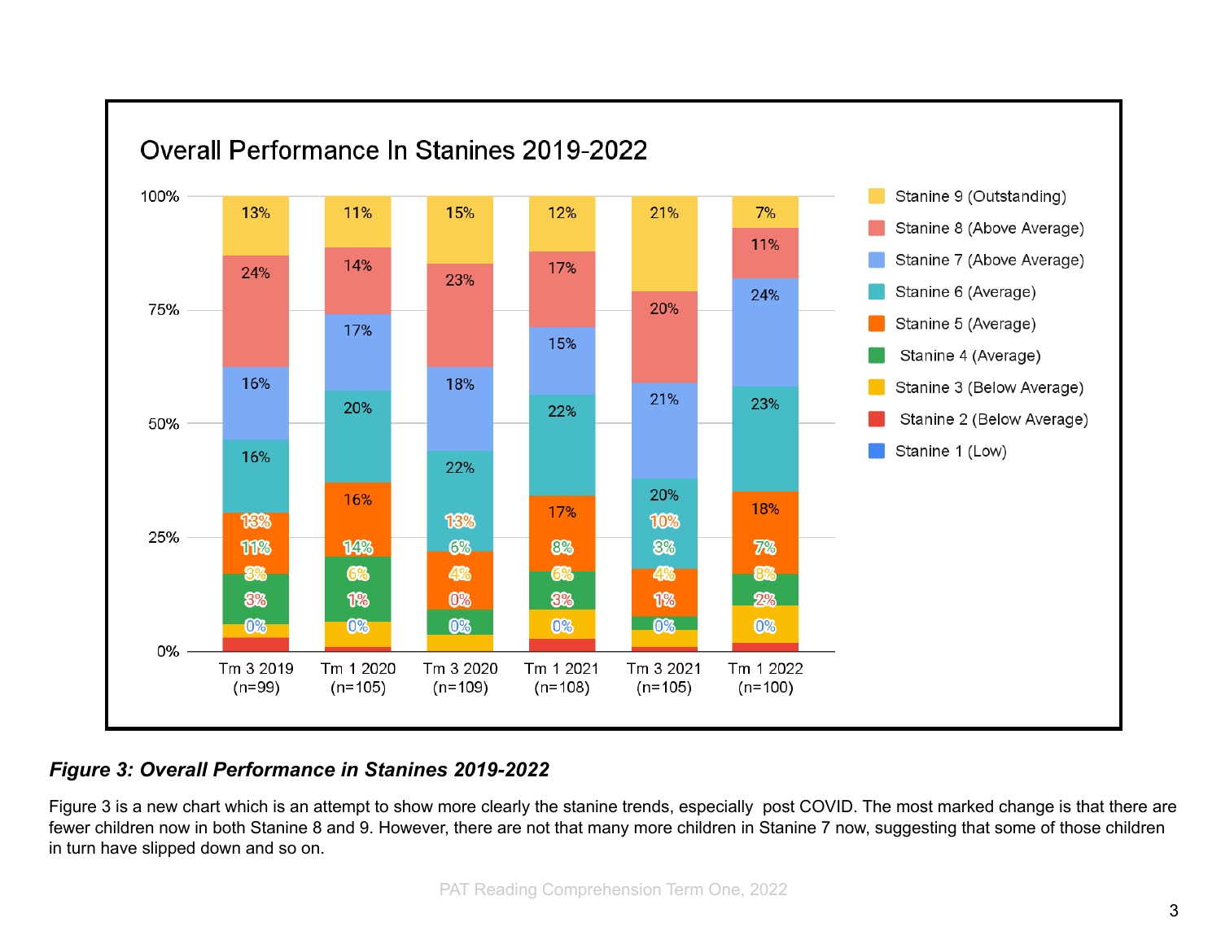## Overall Performance In Stanines 2019-2022

| Stanine | Tm 3 2019 (n=99) | Tm 1 2020 (n=105) | Tm 3 2020 (n=109) | Tm 1 2021 (n=108) | Tm 3 2021 (n=105) | Tm 1 2022 (n=100) |
| --- | --- | --- | --- | --- | --- | --- |
| Stanine 9 (Outstanding) | 13% | 11% | 15% | 12% | 21% | 7% |
| Stanine 8 (Above Average) | 24% | 14% | 23% | 17% | 20% | 11% |
| Stanine 7 (Above Average) | 16% | 17% | 18% | 15% | 21% | 24% |
| Stanine 6 (Average) | 16% | 20% | 22% | 22% | 20% | 23% |
| Stanine 5 (Average) | 13% | 16% | 13% | 17% | 10% | 18% |
| Stanine 4 (Average) | 11% | 14% | 6% | 8% | 3% | 7% |
| Stanine 3 (Below Average) | 3% | 6% | 4% | 6% | 4% | 8% |
| Stanine 2 (Below Average) | 3% | 1% | 0% | 3% | 1% | 2% |
| Stanine 1 (Low) | 0% | 0% | 0% | 0% | 0% | 0% |

***Figure 3: Overall Performance in Stanines 2019-2022***

Figure 3 is a new chart which is an attempt to show more clearly the stanine trends, especially post COVID. The most marked change is that there are fewer children now in both Stanine 8 and 9. However, there are not that many more children in Stanine 7 now, suggesting that some of those children in turn have slipped down and so on.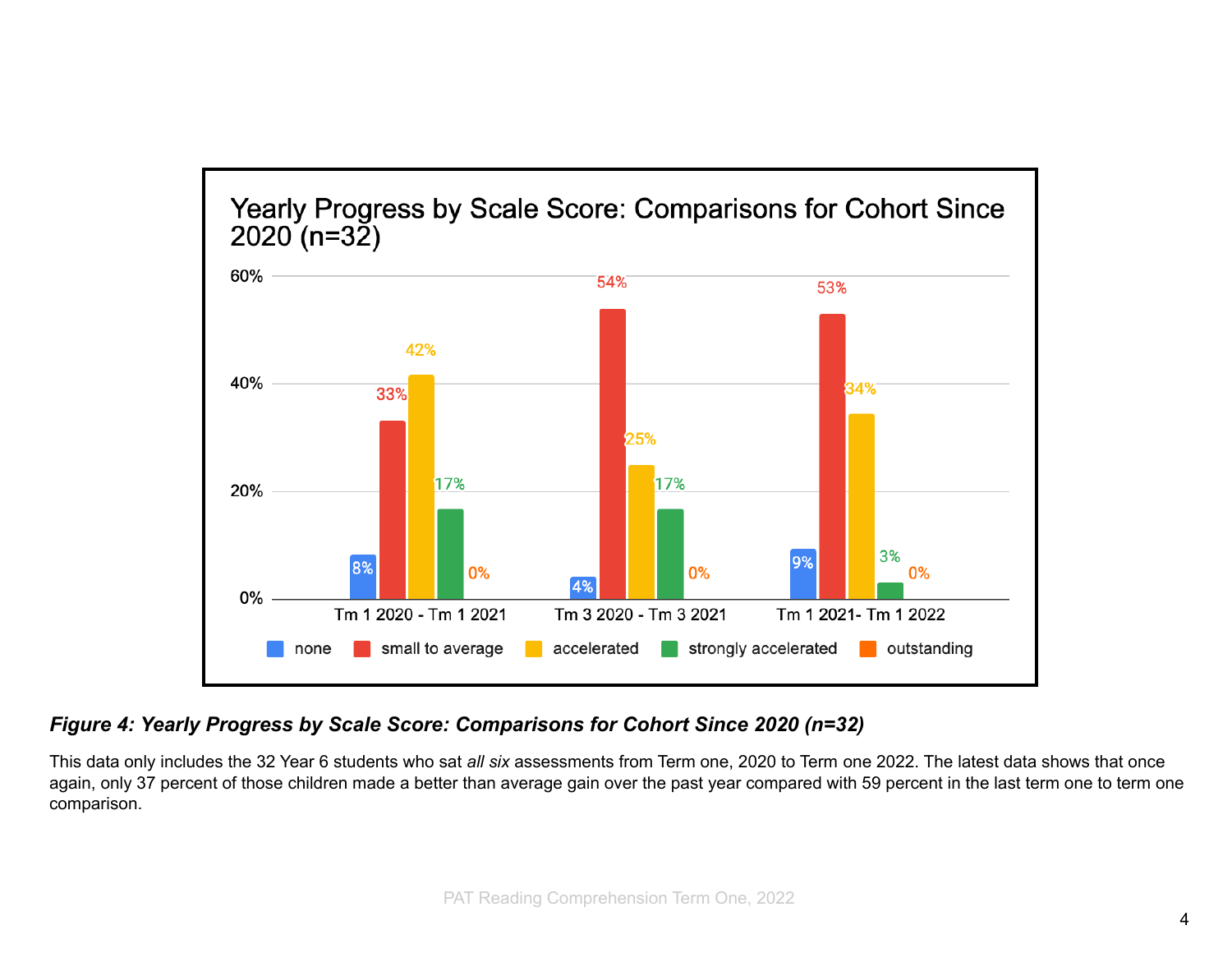Yearly Progress by Scale Score: Comparisons for Cohort Since 2020 (n=32)

| | none | small to average | accelerated | strongly accelerated | outstanding |
|---|---|---|---|---|---|
| Tm 1 2020 - Tm 1 2021 | 8% | 33% | 42% | 17% | 0% |
| Tm 3 2020 - Tm 3 2021 | 4% | 54% | 25% | 17% | 0% |
| Tm 1 2021- Tm 1 2022 | 9% | 53% | 34% | 3% | 0% |

***Figure 4: Yearly Progress by Scale Score: Comparisons for Cohort Since 2020 (n=32)***

This data only includes the 32 Year 6 students who sat *all six* assessments from Term one, 2020 to Term one 2022. The latest data shows that once again, only 37 percent of those children made a better than average gain over the past year compared with 59 percent in the last term one to term one comparison.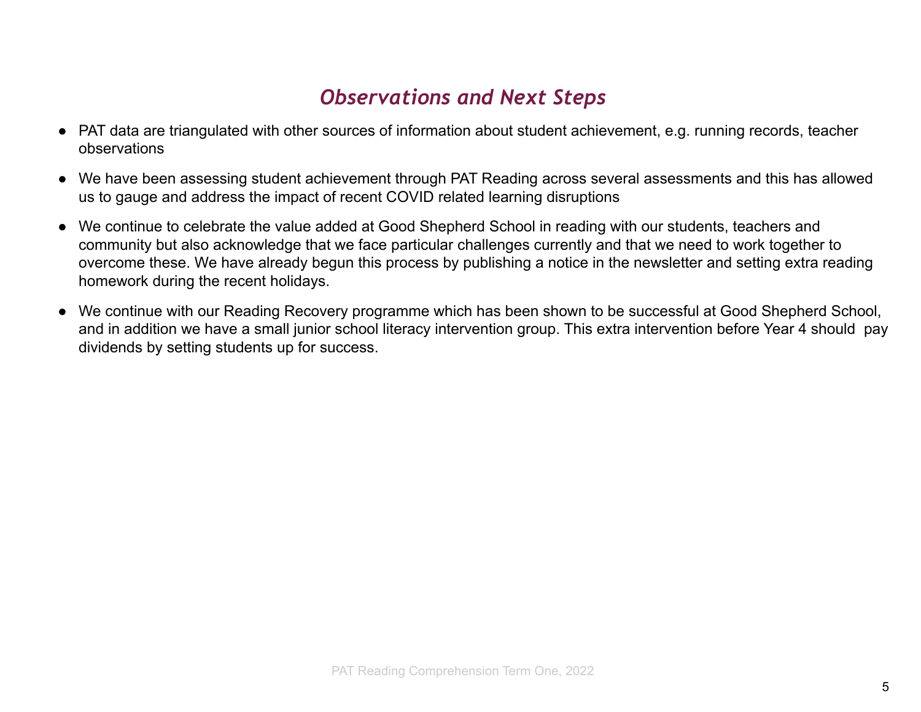## *Observations and Next Steps*

- PAT data are triangulated with other sources of information about student achievement, e.g. running records, teacher observations
- We have been assessing student achievement through PAT Reading across several assessments and this has allowed us to gauge and address the impact of recent COVID related learning disruptions
- We continue to celebrate the value added at Good Shepherd School in reading with our students, teachers and community but also acknowledge that we face particular challenges currently and that we need to work together to overcome these. We have already begun this process by publishing a notice in the newsletter and setting extra reading homework during the recent holidays.
- We continue with our Reading Recovery programme which has been shown to be successful at Good Shepherd School, and in addition we have a small junior school literacy intervention group. This extra intervention before Year 4 should pay dividends by setting students up for success.